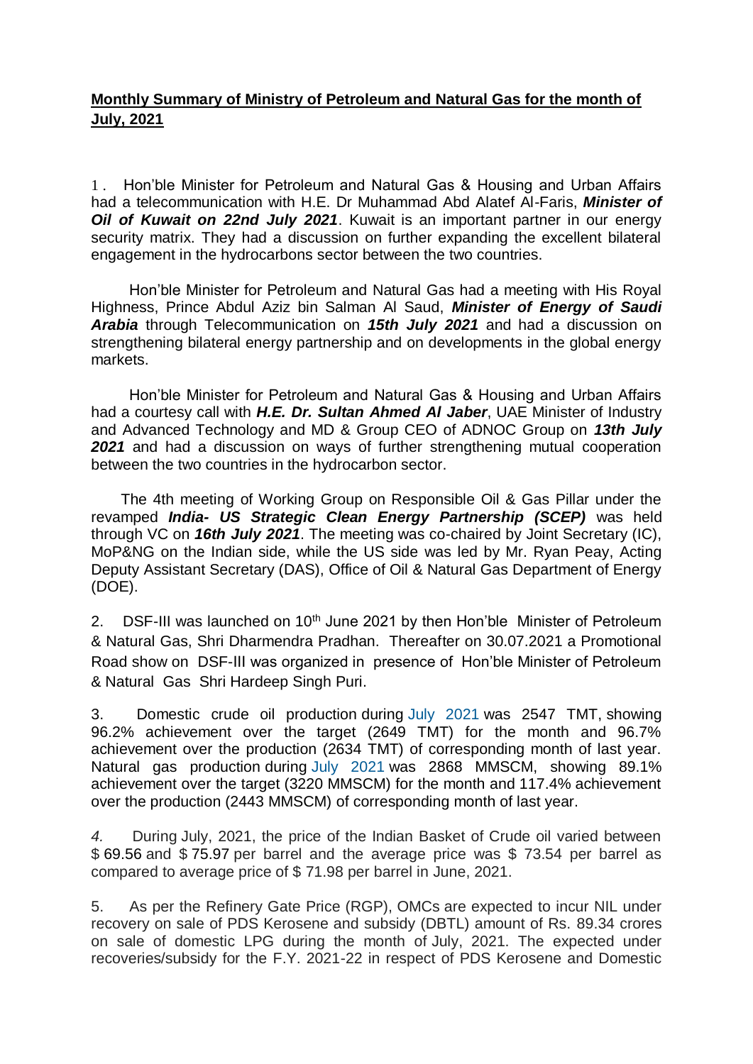## **Monthly Summary of Ministry of Petroleum and Natural Gas for the month of July, 2021**

1. Hon'ble Minister for Petroleum and Natural Gas & Housing and Urban Affairs had a telecommunication with H.E. Dr Muhammad Abd Alatef Al-Faris, ***Minister of Oil of Kuwait on 22nd July 2021***. Kuwait is an important partner in our energy security matrix. They had a discussion on further expanding the excellent bilateral engagement in the hydrocarbons sector between the two countries.

Hon'ble Minister for Petroleum and Natural Gas had a meeting with His Royal Highness, Prince Abdul Aziz bin Salman Al Saud, ***Minister of Energy of Saudi Arabia*** through Telecommunication on ***15th July 2021*** and had a discussion on strengthening bilateral energy partnership and on developments in the global energy markets.

Hon'ble Minister for Petroleum and Natural Gas & Housing and Urban Affairs had a courtesy call with ***H.E. Dr. Sultan Ahmed Al Jaber***, UAE Minister of Industry and Advanced Technology and MD & Group CEO of ADNOC Group on ***13th July 2021*** and had a discussion on ways of further strengthening mutual cooperation between the two countries in the hydrocarbon sector.

The 4th meeting of Working Group on Responsible Oil & Gas Pillar under the revamped ***India- US Strategic Clean Energy Partnership (SCEP)*** was held through VC on ***16th July 2021***. The meeting was co-chaired by Joint Secretary (IC), MoP&NG on the Indian side, while the US side was led by Mr. Ryan Peay, Acting Deputy Assistant Secretary (DAS), Office of Oil & Natural Gas Department of Energy (DOE).

2. DSF-III was launched on 10th June 2021 by then Hon'ble Minister of Petroleum & Natural Gas, Shri Dharmendra Pradhan. Thereafter on 30.07.2021 a Promotional Road show on DSF-III was organized in presence of Hon'ble Minister of Petroleum & Natural Gas Shri Hardeep Singh Puri.

3. Domestic crude oil production during July 2021 was 2547 TMT, showing 96.2% achievement over the target (2649 TMT) for the month and 96.7% achievement over the production (2634 TMT) of corresponding month of last year. Natural gas production during July 2021 was 2868 MMSCM, showing 89.1% achievement over the target (3220 MMSCM) for the month and 117.4% achievement over the production (2443 MMSCM) of corresponding month of last year.

*4.* During July, 2021, the price of the Indian Basket of Crude oil varied between $ 69.56 and $ 75.97 per barrel and the average price was $ 73.54 per barrel as compared to average price of $ 71.98 per barrel in June, 2021.

5. As per the Refinery Gate Price (RGP), OMCs are expected to incur NIL under recovery on sale of PDS Kerosene and subsidy (DBTL) amount of Rs. 89.34 crores on sale of domestic LPG during the month of July, 2021. The expected under recoveries/subsidy for the F.Y. 2021-22 in respect of PDS Kerosene and Domestic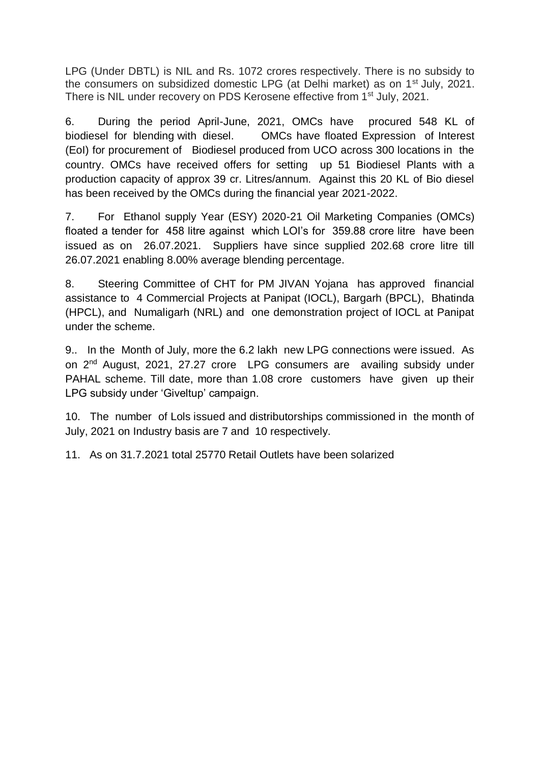LPG (Under DBTL) is NIL and Rs. 1072 crores respectively. There is no subsidy to the consumers on subsidized domestic LPG (at Delhi market) as on 1st July, 2021. There is NIL under recovery on PDS Kerosene effective from 1st July, 2021.

6. During the period April-June, 2021, OMCs have procured 548 KL of biodiesel for blending with diesel. OMCs have floated Expression of Interest (EoI) for procurement of Biodiesel produced from UCO across 300 locations in the country. OMCs have received offers for setting up 51 Biodiesel Plants with a production capacity of approx 39 cr. Litres/annum. Against this 20 KL of Bio diesel has been received by the OMCs during the financial year 2021-2022.

7. For Ethanol supply Year (ESY) 2020-21 Oil Marketing Companies (OMCs) floated a tender for 458 litre against which LOI's for 359.88 crore litre have been issued as on 26.07.2021. Suppliers have since supplied 202.68 crore litre till 26.07.2021 enabling 8.00% average blending percentage.

8. Steering Committee of CHT for PM JIVAN Yojana has approved financial assistance to 4 Commercial Projects at Panipat (IOCL), Bargarh (BPCL), Bhatinda (HPCL), and Numaligarh (NRL) and one demonstration project of IOCL at Panipat under the scheme.

9.. In the Month of July, more the 6.2 lakh new LPG connections were issued. As on 2nd August, 2021, 27.27 crore LPG consumers are availing subsidy under PAHAL scheme. Till date, more than 1.08 crore customers have given up their LPG subsidy under 'GiveItup' campaign.

10. The number of LoIs issued and distributorships commissioned in the month of July, 2021 on Industry basis are 7 and 10 respectively.

11. As on 31.7.2021 total 25770 Retail Outlets have been solarized